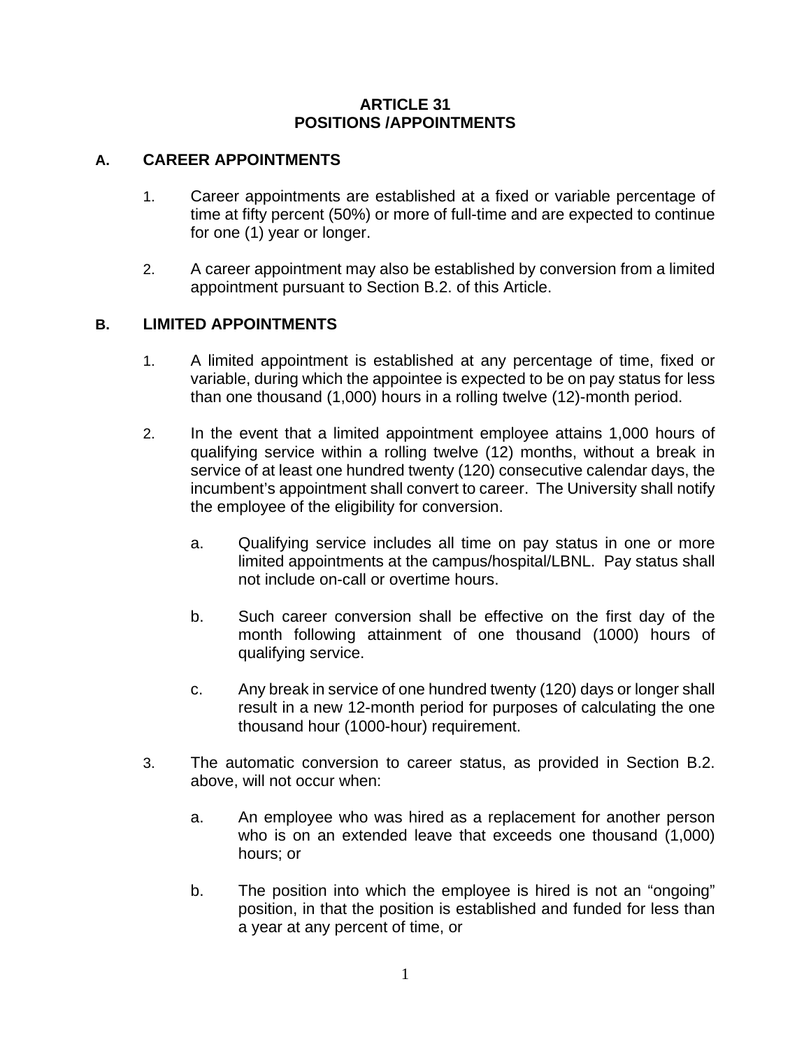# ARTICLE 31
# POSITIONS /APPOINTMENTS

## A. CAREER APPOINTMENTS

1. Career appointments are established at a fixed or variable percentage of time at fifty percent (50%) or more of full-time and are expected to continue for one (1) year or longer.

2. A career appointment may also be established by conversion from a limited appointment pursuant to Section B.2. of this Article.

## B. LIMITED APPOINTMENTS

1. A limited appointment is established at any percentage of time, fixed or variable, during which the appointee is expected to be on pay status for less than one thousand (1,000) hours in a rolling twelve (12)-month period.

2. In the event that a limited appointment employee attains 1,000 hours of qualifying service within a rolling twelve (12) months, without a break in service of at least one hundred twenty (120) consecutive calendar days, the incumbent's appointment shall convert to career. The University shall notify the employee of the eligibility for conversion.

   a. Qualifying service includes all time on pay status in one or more limited appointments at the campus/hospital/LBNL. Pay status shall not include on-call or overtime hours.

   b. Such career conversion shall be effective on the first day of the month following attainment of one thousand (1000) hours of qualifying service.

   c. Any break in service of one hundred twenty (120) days or longer shall result in a new 12-month period for purposes of calculating the one thousand hour (1000-hour) requirement.

3. The automatic conversion to career status, as provided in Section B.2. above, will not occur when:

   a. An employee who was hired as a replacement for another person who is on an extended leave that exceeds one thousand (1,000) hours; or

   b. The position into which the employee is hired is not an "ongoing" position, in that the position is established and funded for less than a year at any percent of time, or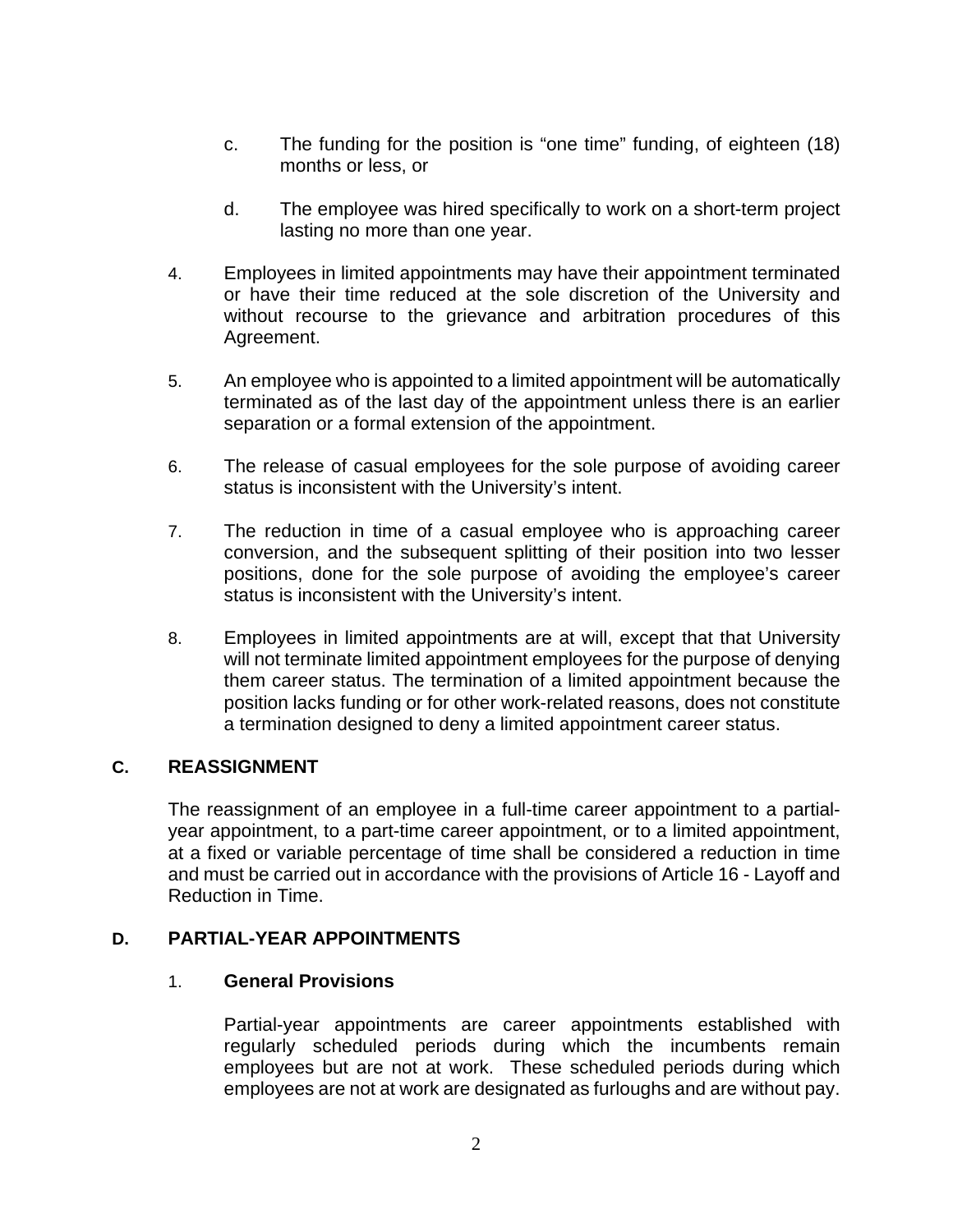c. The funding for the position is “one time” funding, of eighteen (18) months or less, or

d. The employee was hired specifically to work on a short-term project lasting no more than one year.

4. Employees in limited appointments may have their appointment terminated or have their time reduced at the sole discretion of the University and without recourse to the grievance and arbitration procedures of this Agreement.

5. An employee who is appointed to a limited appointment will be automatically terminated as of the last day of the appointment unless there is an earlier separation or a formal extension of the appointment.

6. The release of casual employees for the sole purpose of avoiding career status is inconsistent with the University’s intent.

7. The reduction in time of a casual employee who is approaching career conversion, and the subsequent splitting of their position into two lesser positions, done for the sole purpose of avoiding the employee’s career status is inconsistent with the University’s intent.

8. Employees in limited appointments are at will, except that that University will not terminate limited appointment employees for the purpose of denying them career status. The termination of a limited appointment because the position lacks funding or for other work-related reasons, does not constitute a termination designed to deny a limited appointment career status.

## C. REASSIGNMENT

The reassignment of an employee in a full-time career appointment to a partial-year appointment, to a part-time career appointment, or to a limited appointment, at a fixed or variable percentage of time shall be considered a reduction in time and must be carried out in accordance with the provisions of Article 16 - Layoff and Reduction in Time.

## D. PARTIAL-YEAR APPOINTMENTS

### 1. General Provisions

Partial-year appointments are career appointments established with regularly scheduled periods during which the incumbents remain employees but are not at work. These scheduled periods during which employees are not at work are designated as furloughs and are without pay.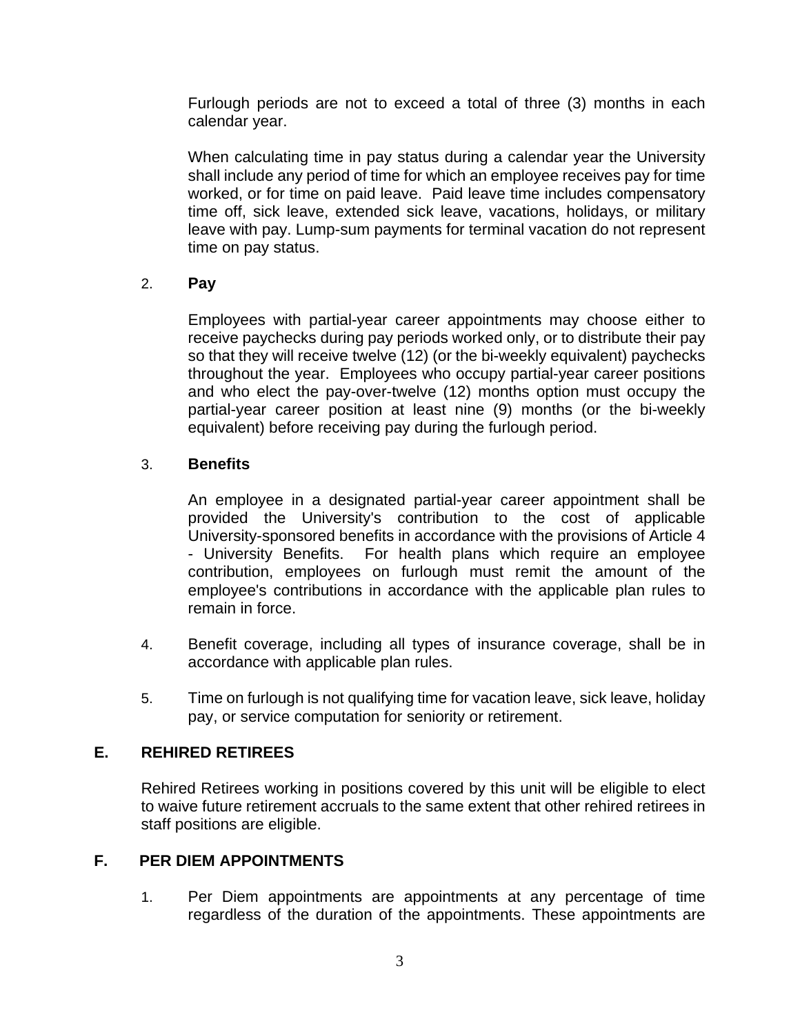Furlough periods are not to exceed a total of three (3) months in each calendar year.

When calculating time in pay status during a calendar year the University shall include any period of time for which an employee receives pay for time worked, or for time on paid leave. Paid leave time includes compensatory time off, sick leave, extended sick leave, vacations, holidays, or military leave with pay. Lump-sum payments for terminal vacation do not represent time on pay status.

2. **Pay**

   Employees with partial-year career appointments may choose either to receive paychecks during pay periods worked only, or to distribute their pay so that they will receive twelve (12) (or the bi-weekly equivalent) paychecks throughout the year. Employees who occupy partial-year career positions and who elect the pay-over-twelve (12) months option must occupy the partial-year career position at least nine (9) months (or the bi-weekly equivalent) before receiving pay during the furlough period.

3. **Benefits**

   An employee in a designated partial-year career appointment shall be provided the University's contribution to the cost of applicable University-sponsored benefits in accordance with the provisions of Article 4 - University Benefits. For health plans which require an employee contribution, employees on furlough must remit the amount of the employee's contributions in accordance with the applicable plan rules to remain in force.

4. Benefit coverage, including all types of insurance coverage, shall be in accordance with applicable plan rules.

5. Time on furlough is not qualifying time for vacation leave, sick leave, holiday pay, or service computation for seniority or retirement.

## E. REHIRED RETIREES

Rehired Retirees working in positions covered by this unit will be eligible to elect to waive future retirement accruals to the same extent that other rehired retirees in staff positions are eligible.

## F. PER DIEM APPOINTMENTS

1. Per Diem appointments are appointments at any percentage of time regardless of the duration of the appointments. These appointments are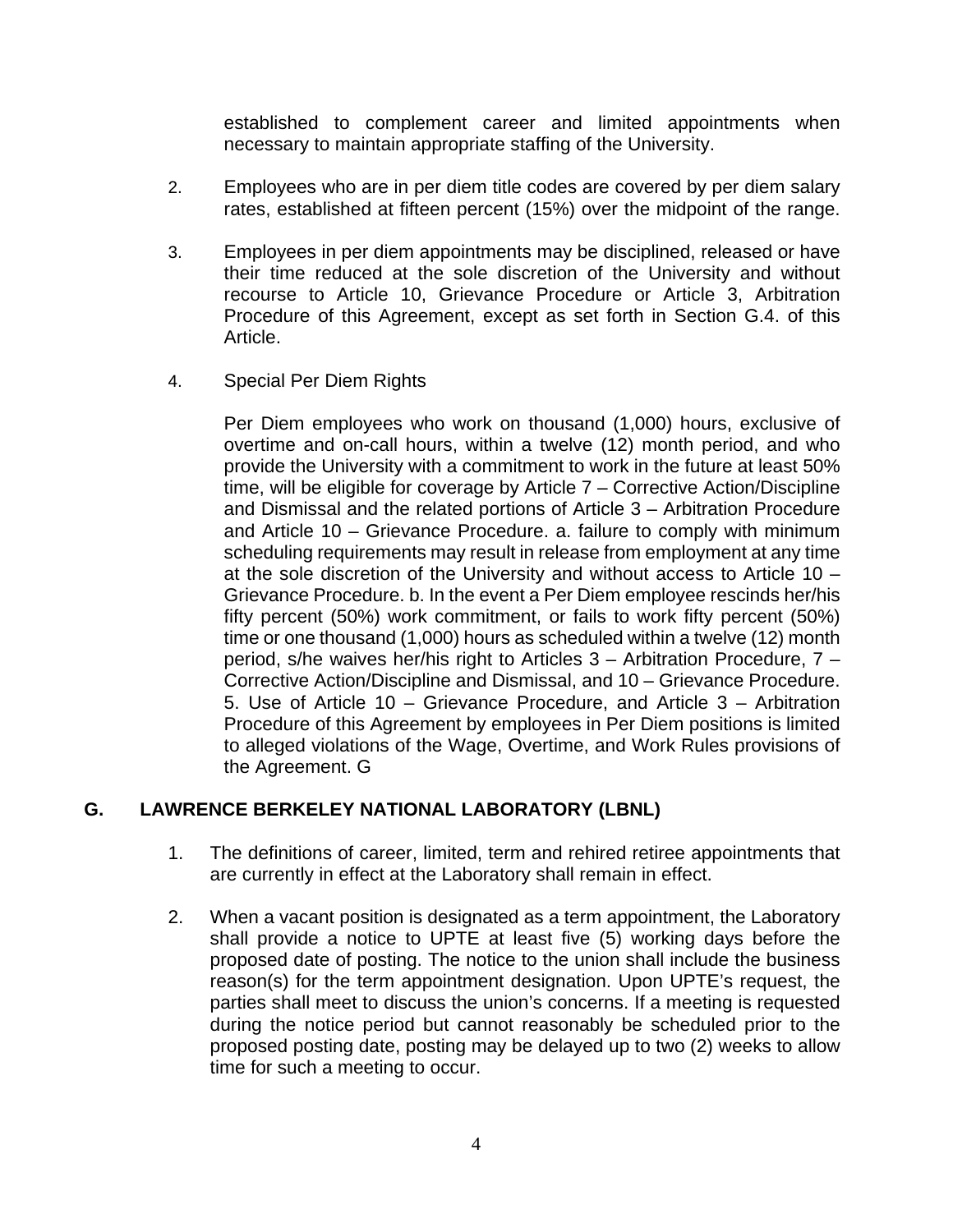established to complement career and limited appointments when necessary to maintain appropriate staffing of the University.

2. Employees who are in per diem title codes are covered by per diem salary rates, established at fifteen percent (15%) over the midpoint of the range.

3. Employees in per diem appointments may be disciplined, released or have their time reduced at the sole discretion of the University and without recourse to Article 10, Grievance Procedure or Article 3, Arbitration Procedure of this Agreement, except as set forth in Section G.4. of this Article.

4. Special Per Diem Rights

   Per Diem employees who work on thousand (1,000) hours, exclusive of overtime and on-call hours, within a twelve (12) month period, and who provide the University with a commitment to work in the future at least 50% time, will be eligible for coverage by Article 7 – Corrective Action/Discipline and Dismissal and the related portions of Article 3 – Arbitration Procedure and Article 10 – Grievance Procedure. a. failure to comply with minimum scheduling requirements may result in release from employment at any time at the sole discretion of the University and without access to Article 10 – Grievance Procedure. b. In the event a Per Diem employee rescinds her/his fifty percent (50%) work commitment, or fails to work fifty percent (50%) time or one thousand (1,000) hours as scheduled within a twelve (12) month period, s/he waives her/his right to Articles 3 – Arbitration Procedure, 7 – Corrective Action/Discipline and Dismissal, and 10 – Grievance Procedure. 5. Use of Article 10 – Grievance Procedure, and Article 3 – Arbitration Procedure of this Agreement by employees in Per Diem positions is limited to alleged violations of the Wage, Overtime, and Work Rules provisions of the Agreement. G

## G. LAWRENCE BERKELEY NATIONAL LABORATORY (LBNL)

1. The definitions of career, limited, term and rehired retiree appointments that are currently in effect at the Laboratory shall remain in effect.

2. When a vacant position is designated as a term appointment, the Laboratory shall provide a notice to UPTE at least five (5) working days before the proposed date of posting. The notice to the union shall include the business reason(s) for the term appointment designation. Upon UPTE's request, the parties shall meet to discuss the union's concerns. If a meeting is requested during the notice period but cannot reasonably be scheduled prior to the proposed posting date, posting may be delayed up to two (2) weeks to allow time for such a meeting to occur.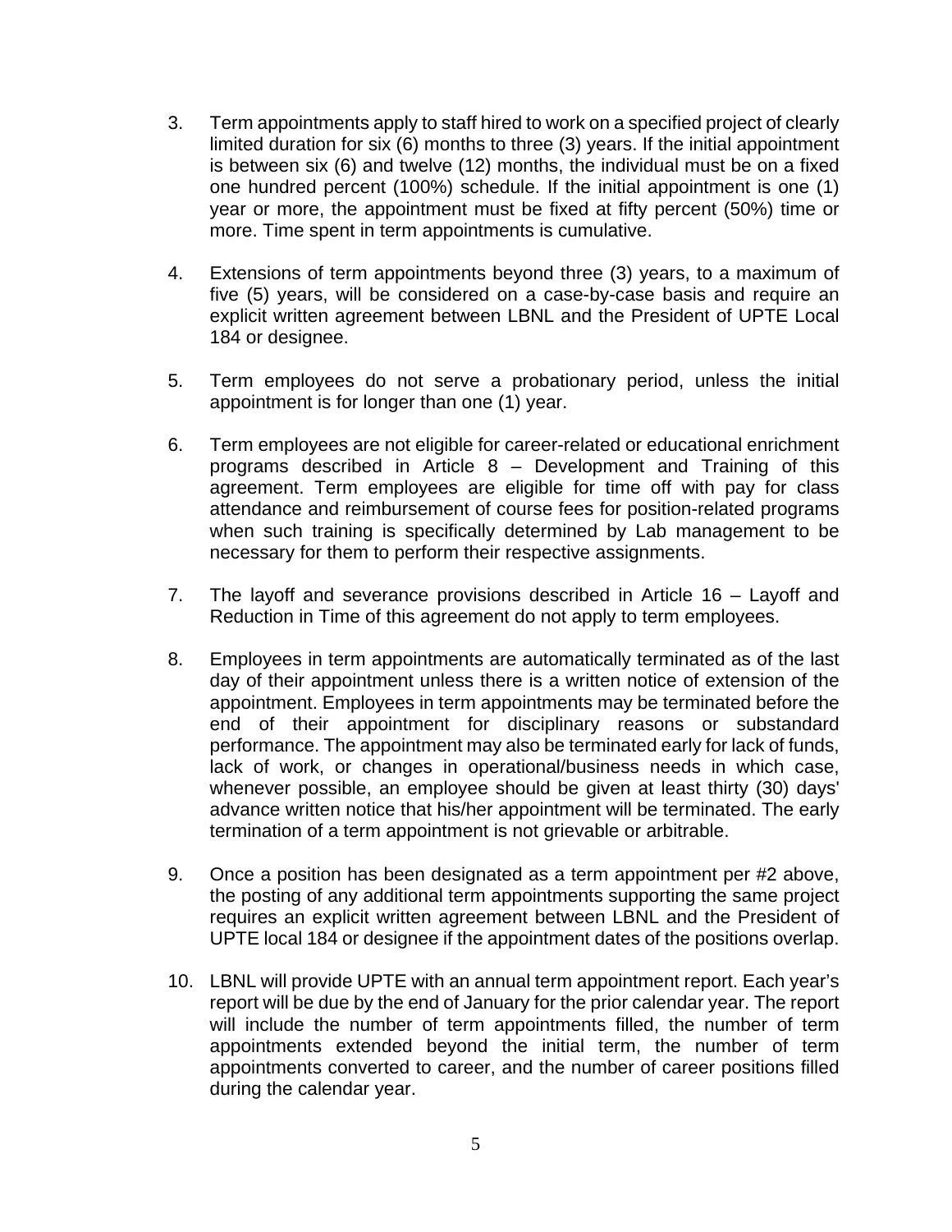3. Term appointments apply to staff hired to work on a specified project of clearly limited duration for six (6) months to three (3) years. If the initial appointment is between six (6) and twelve (12) months, the individual must be on a fixed one hundred percent (100%) schedule. If the initial appointment is one (1) year or more, the appointment must be fixed at fifty percent (50%) time or more. Time spent in term appointments is cumulative.

4. Extensions of term appointments beyond three (3) years, to a maximum of five (5) years, will be considered on a case-by-case basis and require an explicit written agreement between LBNL and the President of UPTE Local 184 or designee.

5. Term employees do not serve a probationary period, unless the initial appointment is for longer than one (1) year.

6. Term employees are not eligible for career-related or educational enrichment programs described in Article 8 – Development and Training of this agreement. Term employees are eligible for time off with pay for class attendance and reimbursement of course fees for position-related programs when such training is specifically determined by Lab management to be necessary for them to perform their respective assignments.

7. The layoff and severance provisions described in Article 16 – Layoff and Reduction in Time of this agreement do not apply to term employees.

8. Employees in term appointments are automatically terminated as of the last day of their appointment unless there is a written notice of extension of the appointment. Employees in term appointments may be terminated before the end of their appointment for disciplinary reasons or substandard performance. The appointment may also be terminated early for lack of funds, lack of work, or changes in operational/business needs in which case, whenever possible, an employee should be given at least thirty (30) days' advance written notice that his/her appointment will be terminated. The early termination of a term appointment is not grievable or arbitrable.

9. Once a position has been designated as a term appointment per #2 above, the posting of any additional term appointments supporting the same project requires an explicit written agreement between LBNL and the President of UPTE local 184 or designee if the appointment dates of the positions overlap.

10. LBNL will provide UPTE with an annual term appointment report. Each year's report will be due by the end of January for the prior calendar year. The report will include the number of term appointments filled, the number of term appointments extended beyond the initial term, the number of term appointments converted to career, and the number of career positions filled during the calendar year.